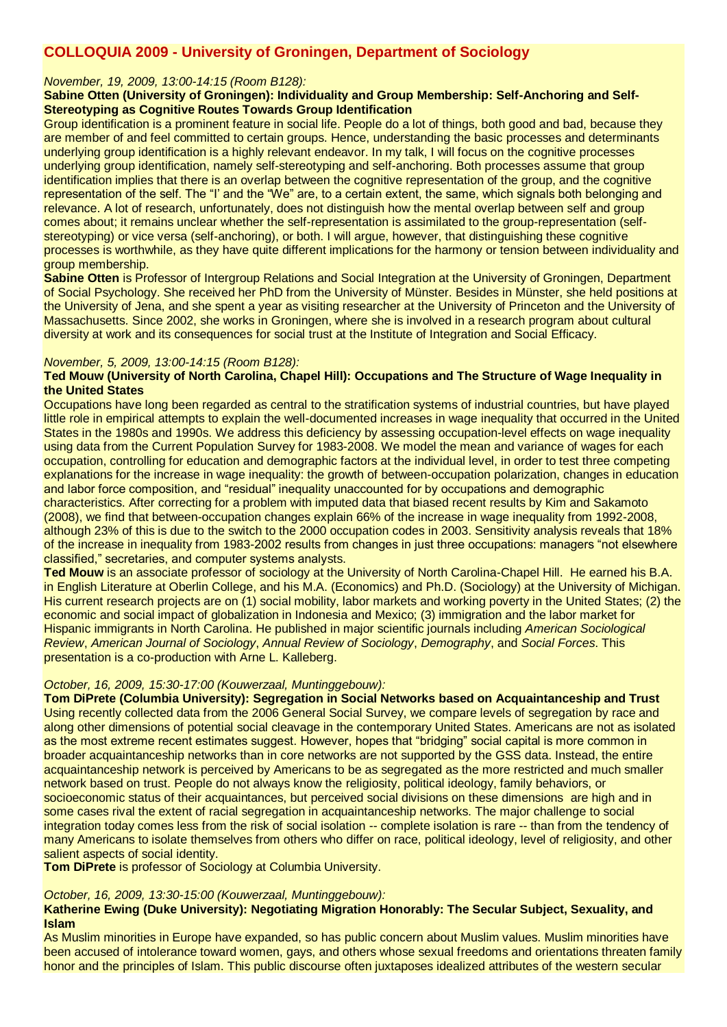# COLLOQUIA 2009 - University of Groningen, Department of Sociology

*November, 19, 2009, 13:00-14:15 (Room B128):*

**Sabine Otten (University of Groningen): Individuality and Group Membership: Self-Anchoring and Self-Stereotyping as Cognitive Routes Towards Group Identification**

Group identification is a prominent feature in social life. People do a lot of things, both good and bad, because they are member of and feel committed to certain groups. Hence, understanding the basic processes and determinants underlying group identification is a highly relevant endeavor. In my talk, I will focus on the cognitive processes underlying group identification, namely self-stereotyping and self-anchoring. Both processes assume that group identification implies that there is an overlap between the cognitive representation of the group, and the cognitive representation of the self. The "I' and the "We" are, to a certain extent, the same, which signals both belonging and relevance. A lot of research, unfortunately, does not distinguish how the mental overlap between self and group comes about; it remains unclear whether the self-representation is assimilated to the group-representation (self-stereotyping) or vice versa (self-anchoring), or both. I will argue, however, that distinguishing these cognitive processes is worthwhile, as they have quite different implications for the harmony or tension between individuality and group membership.

**Sabine Otten** is Professor of Intergroup Relations and Social Integration at the University of Groningen, Department of Social Psychology. She received her PhD from the University of Münster. Besides in Münster, she held positions at the University of Jena, and she spent a year as visiting researcher at the University of Princeton and the University of Massachusetts. Since 2002, she works in Groningen, where she is involved in a research program about cultural diversity at work and its consequences for social trust at the Institute of Integration and Social Efficacy.

*November, 5, 2009, 13:00-14:15 (Room B128):*

**Ted Mouw (University of North Carolina, Chapel Hill): Occupations and The Structure of Wage Inequality in the United States**

Occupations have long been regarded as central to the stratification systems of industrial countries, but have played little role in empirical attempts to explain the well-documented increases in wage inequality that occurred in the United States in the 1980s and 1990s. We address this deficiency by assessing occupation-level effects on wage inequality using data from the Current Population Survey for 1983-2008. We model the mean and variance of wages for each occupation, controlling for education and demographic factors at the individual level, in order to test three competing explanations for the increase in wage inequality: the growth of between-occupation polarization, changes in education and labor force composition, and "residual" inequality unaccounted for by occupations and demographic characteristics. After correcting for a problem with imputed data that biased recent results by Kim and Sakamoto (2008), we find that between-occupation changes explain 66% of the increase in wage inequality from 1992-2008, although 23% of this is due to the switch to the 2000 occupation codes in 2003. Sensitivity analysis reveals that 18% of the increase in inequality from 1983-2002 results from changes in just three occupations: managers "not elsewhere classified," secretaries, and computer systems analysts.

**Ted Mouw** is an associate professor of sociology at the University of North Carolina-Chapel Hill. He earned his B.A. in English Literature at Oberlin College, and his M.A. (Economics) and Ph.D. (Sociology) at the University of Michigan. His current research projects are on (1) social mobility, labor markets and working poverty in the United States; (2) the economic and social impact of globalization in Indonesia and Mexico; (3) immigration and the labor market for Hispanic immigrants in North Carolina. He published in major scientific journals including *American Sociological Review*, *American Journal of Sociology*, *Annual Review of Sociology*, *Demography*, and *Social Forces*. This presentation is a co-production with Arne L. Kalleberg.

*October, 16, 2009, 15:30-17:00 (Kouwerzaal, Muntinggebouw):*

**Tom DiPrete (Columbia University): Segregation in Social Networks based on Acquaintanceship and Trust**

Using recently collected data from the 2006 General Social Survey, we compare levels of segregation by race and along other dimensions of potential social cleavage in the contemporary United States. Americans are not as isolated as the most extreme recent estimates suggest. However, hopes that "bridging" social capital is more common in broader acquaintanceship networks than in core networks are not supported by the GSS data. Instead, the entire acquaintanceship network is perceived by Americans to be as segregated as the more restricted and much smaller network based on trust. People do not always know the religiosity, political ideology, family behaviors, or socioeconomic status of their acquaintances, but perceived social divisions on these dimensions are high and in some cases rival the extent of racial segregation in acquaintanceship networks. The major challenge to social integration today comes less from the risk of social isolation -- complete isolation is rare -- than from the tendency of many Americans to isolate themselves from others who differ on race, political ideology, level of religiosity, and other salient aspects of social identity.

**Tom DiPrete** is professor of Sociology at Columbia University.

*October, 16, 2009, 13:30-15:00 (Kouwerzaal, Muntinggebouw):*

**Katherine Ewing (Duke University): Negotiating Migration Honorably: The Secular Subject, Sexuality, and Islam**

As Muslim minorities in Europe have expanded, so has public concern about Muslim values. Muslim minorities have been accused of intolerance toward women, gays, and others whose sexual freedoms and orientations threaten family honor and the principles of Islam. This public discourse often juxtaposes idealized attributes of the western secular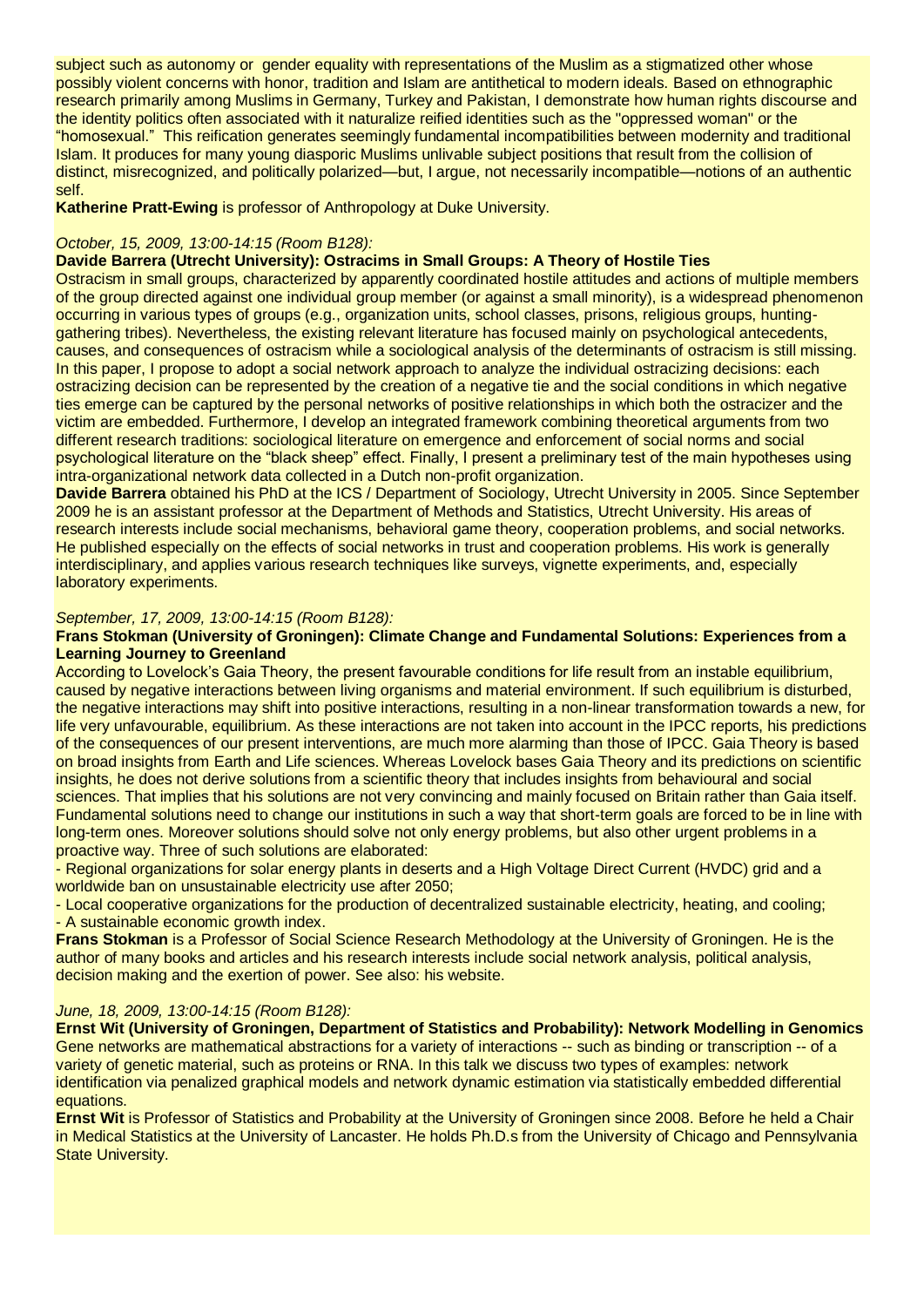subject such as autonomy or gender equality with representations of the Muslim as a stigmatized other whose possibly violent concerns with honor, tradition and Islam are antithetical to modern ideals. Based on ethnographic research primarily among Muslims in Germany, Turkey and Pakistan, I demonstrate how human rights discourse and the identity politics often associated with it naturalize reified identities such as the "oppressed woman" or the "homosexual." This reification generates seemingly fundamental incompatibilities between modernity and traditional Islam. It produces for many young diasporic Muslims unlivable subject positions that result from the collision of distinct, misrecognized, and politically polarized—but, I argue, not necessarily incompatible—notions of an authentic self.

**Katherine Pratt-Ewing** is professor of Anthropology at Duke University.

*October, 15, 2009, 13:00-14:15 (Room B128):*

**Davide Barrera (Utrecht University): Ostracims in Small Groups: A Theory of Hostile Ties**

Ostracism in small groups, characterized by apparently coordinated hostile attitudes and actions of multiple members of the group directed against one individual group member (or against a small minority), is a widespread phenomenon occurring in various types of groups (e.g., organization units, school classes, prisons, religious groups, hunting-gathering tribes). Nevertheless, the existing relevant literature has focused mainly on psychological antecedents, causes, and consequences of ostracism while a sociological analysis of the determinants of ostracism is still missing. In this paper, I propose to adopt a social network approach to analyze the individual ostracizing decisions: each ostracizing decision can be represented by the creation of a negative tie and the social conditions in which negative ties emerge can be captured by the personal networks of positive relationships in which both the ostracizer and the victim are embedded. Furthermore, I develop an integrated framework combining theoretical arguments from two different research traditions: sociological literature on emergence and enforcement of social norms and social psychological literature on the "black sheep" effect. Finally, I present a preliminary test of the main hypotheses using intra-organizational network data collected in a Dutch non-profit organization.

**Davide Barrera** obtained his PhD at the ICS / Department of Sociology, Utrecht University in 2005. Since September 2009 he is an assistant professor at the Department of Methods and Statistics, Utrecht University. His areas of research interests include social mechanisms, behavioral game theory, cooperation problems, and social networks. He published especially on the effects of social networks in trust and cooperation problems. His work is generally interdisciplinary, and applies various research techniques like surveys, vignette experiments, and, especially laboratory experiments.

*September, 17, 2009, 13:00-14:15 (Room B128):*

**Frans Stokman (University of Groningen): Climate Change and Fundamental Solutions: Experiences from a Learning Journey to Greenland**

According to Lovelock's Gaia Theory, the present favourable conditions for life result from an instable equilibrium, caused by negative interactions between living organisms and material environment. If such equilibrium is disturbed, the negative interactions may shift into positive interactions, resulting in a non-linear transformation towards a new, for life very unfavourable, equilibrium. As these interactions are not taken into account in the IPCC reports, his predictions of the consequences of our present interventions, are much more alarming than those of IPCC. Gaia Theory is based on broad insights from Earth and Life sciences. Whereas Lovelock bases Gaia Theory and its predictions on scientific insights, he does not derive solutions from a scientific theory that includes insights from behavioural and social sciences. That implies that his solutions are not very convincing and mainly focused on Britain rather than Gaia itself. Fundamental solutions need to change our institutions in such a way that short-term goals are forced to be in line with long-term ones. Moreover solutions should solve not only energy problems, but also other urgent problems in a proactive way. Three of such solutions are elaborated:

- Regional organizations for solar energy plants in deserts and a High Voltage Direct Current (HVDC) grid and a worldwide ban on unsustainable electricity use after 2050;
- Local cooperative organizations for the production of decentralized sustainable electricity, heating, and cooling;
- A sustainable economic growth index.

**Frans Stokman** is a Professor of Social Science Research Methodology at the University of Groningen. He is the author of many books and articles and his research interests include social network analysis, political analysis, decision making and the exertion of power. See also: his website.

*June, 18, 2009, 13:00-14:15 (Room B128):*

**Ernst Wit (University of Groningen, Department of Statistics and Probability): Network Modelling in Genomics**

Gene networks are mathematical abstractions for a variety of interactions -- such as binding or transcription -- of a variety of genetic material, such as proteins or RNA. In this talk we discuss two types of examples: network identification via penalized graphical models and network dynamic estimation via statistically embedded differential equations.

**Ernst Wit** is Professor of Statistics and Probability at the University of Groningen since 2008. Before he held a Chair in Medical Statistics at the University of Lancaster. He holds Ph.D.s from the University of Chicago and Pennsylvania State University.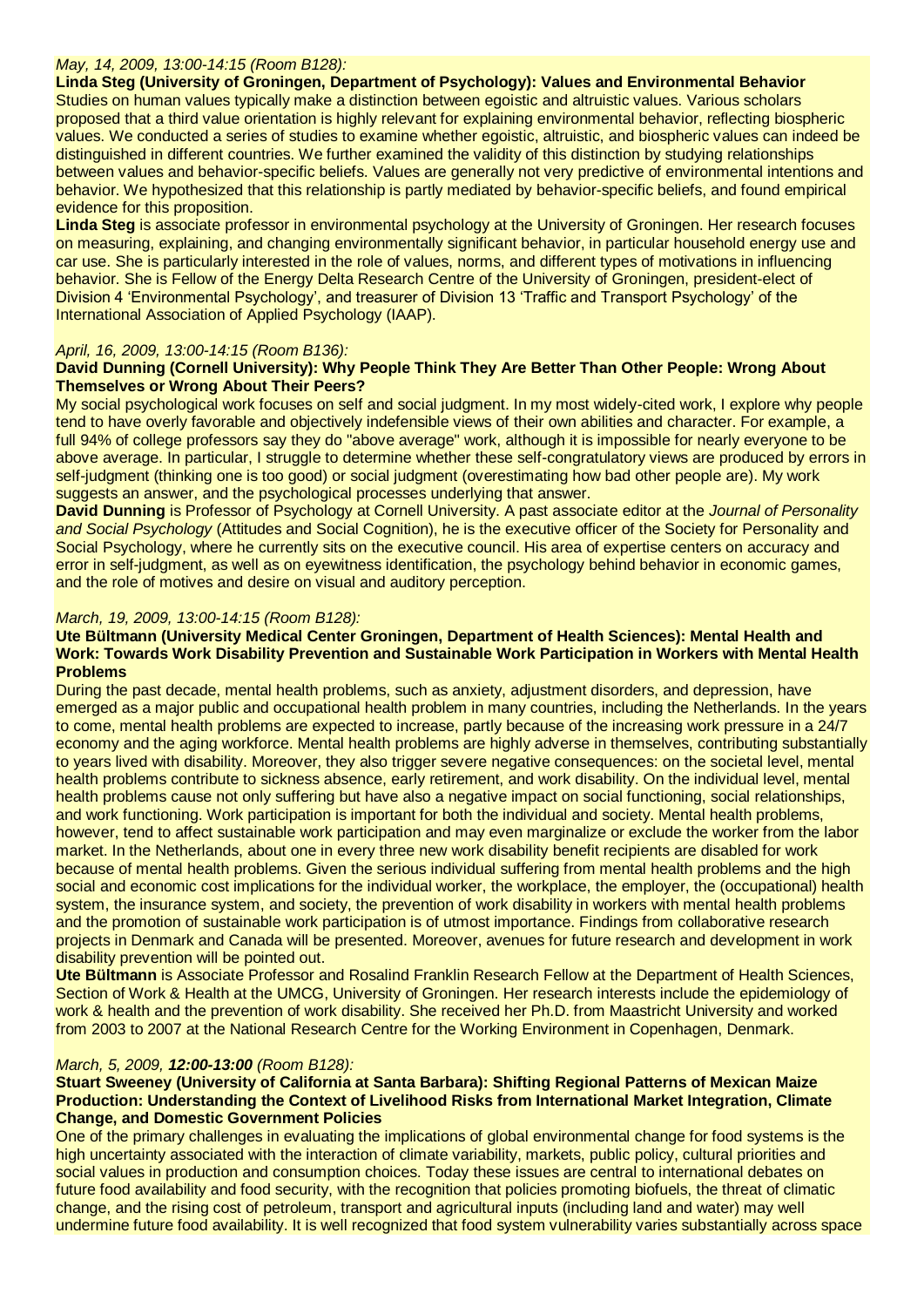*May, 14, 2009, 13:00-14:15 (Room B128):*

**Linda Steg (University of Groningen, Department of Psychology): Values and Environmental Behavior**

Studies on human values typically make a distinction between egoistic and altruistic values. Various scholars proposed that a third value orientation is highly relevant for explaining environmental behavior, reflecting biospheric values. We conducted a series of studies to examine whether egoistic, altruistic, and biospheric values can indeed be distinguished in different countries. We further examined the validity of this distinction by studying relationships between values and behavior-specific beliefs. Values are generally not very predictive of environmental intentions and behavior. We hypothesized that this relationship is partly mediated by behavior-specific beliefs, and found empirical evidence for this proposition.

**Linda Steg** is associate professor in environmental psychology at the University of Groningen. Her research focuses on measuring, explaining, and changing environmentally significant behavior, in particular household energy use and car use. She is particularly interested in the role of values, norms, and different types of motivations in influencing behavior. She is Fellow of the Energy Delta Research Centre of the University of Groningen, president-elect of Division 4 'Environmental Psychology', and treasurer of Division 13 'Traffic and Transport Psychology' of the International Association of Applied Psychology (IAAP).

*April, 16, 2009, 13:00-14:15 (Room B136):*

**David Dunning (Cornell University): Why People Think They Are Better Than Other People: Wrong About Themselves or Wrong About Their Peers?**

My social psychological work focuses on self and social judgment. In my most widely-cited work, I explore why people tend to have overly favorable and objectively indefensible views of their own abilities and character. For example, a full 94% of college professors say they do "above average" work, although it is impossible for nearly everyone to be above average. In particular, I struggle to determine whether these self-congratulatory views are produced by errors in self-judgment (thinking one is too good) or social judgment (overestimating how bad other people are). My work suggests an answer, and the psychological processes underlying that answer.

**David Dunning** is Professor of Psychology at Cornell University. A past associate editor at the *Journal of Personality and Social Psychology* (Attitudes and Social Cognition), he is the executive officer of the Society for Personality and Social Psychology, where he currently sits on the executive council. His area of expertise centers on accuracy and error in self-judgment, as well as on eyewitness identification, the psychology behind behavior in economic games, and the role of motives and desire on visual and auditory perception.

*March, 19, 2009, 13:00-14:15 (Room B128):*

**Ute Bültmann (University Medical Center Groningen, Department of Health Sciences): Mental Health and Work: Towards Work Disability Prevention and Sustainable Work Participation in Workers with Mental Health Problems**

During the past decade, mental health problems, such as anxiety, adjustment disorders, and depression, have emerged as a major public and occupational health problem in many countries, including the Netherlands. In the years to come, mental health problems are expected to increase, partly because of the increasing work pressure in a 24/7 economy and the aging workforce. Mental health problems are highly adverse in themselves, contributing substantially to years lived with disability. Moreover, they also trigger severe negative consequences: on the societal level, mental health problems contribute to sickness absence, early retirement, and work disability. On the individual level, mental health problems cause not only suffering but have also a negative impact on social functioning, social relationships, and work functioning. Work participation is important for both the individual and society. Mental health problems, however, tend to affect sustainable work participation and may even marginalize or exclude the worker from the labor market. In the Netherlands, about one in every three new work disability benefit recipients are disabled for work because of mental health problems. Given the serious individual suffering from mental health problems and the high social and economic cost implications for the individual worker, the workplace, the employer, the (occupational) health system, the insurance system, and society, the prevention of work disability in workers with mental health problems and the promotion of sustainable work participation is of utmost importance. Findings from collaborative research projects in Denmark and Canada will be presented. Moreover, avenues for future research and development in work disability prevention will be pointed out.

**Ute Bültmann** is Associate Professor and Rosalind Franklin Research Fellow at the Department of Health Sciences, Section of Work & Health at the UMCG, University of Groningen. Her research interests include the epidemiology of work & health and the prevention of work disability. She received her Ph.D. from Maastricht University and worked from 2003 to 2007 at the National Research Centre for the Working Environment in Copenhagen, Denmark.

*March, 5, 2009, **12:00-13:00** (Room B128):*

**Stuart Sweeney (University of California at Santa Barbara): Shifting Regional Patterns of Mexican Maize Production: Understanding the Context of Livelihood Risks from International Market Integration, Climate Change, and Domestic Government Policies**

One of the primary challenges in evaluating the implications of global environmental change for food systems is the high uncertainty associated with the interaction of climate variability, markets, public policy, cultural priorities and social values in production and consumption choices. Today these issues are central to international debates on future food availability and food security, with the recognition that policies promoting biofuels, the threat of climatic change, and the rising cost of petroleum, transport and agricultural inputs (including land and water) may well undermine future food availability. It is well recognized that food system vulnerability varies substantially across space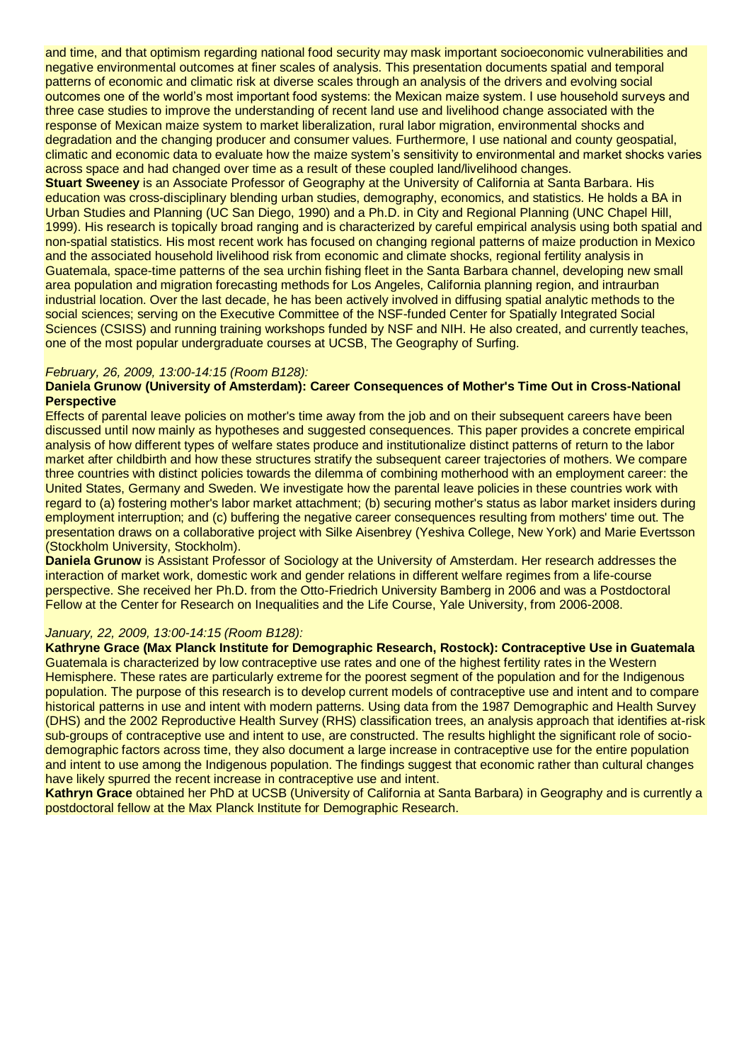and time, and that optimism regarding national food security may mask important socioeconomic vulnerabilities and negative environmental outcomes at finer scales of analysis. This presentation documents spatial and temporal patterns of economic and climatic risk at diverse scales through an analysis of the drivers and evolving social outcomes one of the world's most important food systems: the Mexican maize system. I use household surveys and three case studies to improve the understanding of recent land use and livelihood change associated with the response of Mexican maize system to market liberalization, rural labor migration, environmental shocks and degradation and the changing producer and consumer values. Furthermore, I use national and county geospatial, climatic and economic data to evaluate how the maize system's sensitivity to environmental and market shocks varies across space and had changed over time as a result of these coupled land/livelihood changes.

**Stuart Sweeney** is an Associate Professor of Geography at the University of California at Santa Barbara. His education was cross-disciplinary blending urban studies, demography, economics, and statistics. He holds a BA in Urban Studies and Planning (UC San Diego, 1990) and a Ph.D. in City and Regional Planning (UNC Chapel Hill, 1999). His research is topically broad ranging and is characterized by careful empirical analysis using both spatial and non-spatial statistics. His most recent work has focused on changing regional patterns of maize production in Mexico and the associated household livelihood risk from economic and climate shocks, regional fertility analysis in Guatemala, space-time patterns of the sea urchin fishing fleet in the Santa Barbara channel, developing new small area population and migration forecasting methods for Los Angeles, California planning region, and intraurban industrial location. Over the last decade, he has been actively involved in diffusing spatial analytic methods to the social sciences; serving on the Executive Committee of the NSF-funded Center for Spatially Integrated Social Sciences (CSISS) and running training workshops funded by NSF and NIH. He also created, and currently teaches, one of the most popular undergraduate courses at UCSB, The Geography of Surfing.

*February, 26, 2009, 13:00-14:15 (Room B128):*

**Daniela Grunow (University of Amsterdam): Career Consequences of Mother's Time Out in Cross-National Perspective**

Effects of parental leave policies on mother's time away from the job and on their subsequent careers have been discussed until now mainly as hypotheses and suggested consequences. This paper provides a concrete empirical analysis of how different types of welfare states produce and institutionalize distinct patterns of return to the labor market after childbirth and how these structures stratify the subsequent career trajectories of mothers. We compare three countries with distinct policies towards the dilemma of combining motherhood with an employment career: the United States, Germany and Sweden. We investigate how the parental leave policies in these countries work with regard to (a) fostering mother's labor market attachment; (b) securing mother's status as labor market insiders during employment interruption; and (c) buffering the negative career consequences resulting from mothers' time out. The presentation draws on a collaborative project with Silke Aisenbrey (Yeshiva College, New York) and Marie Evertsson (Stockholm University, Stockholm).

**Daniela Grunow** is Assistant Professor of Sociology at the University of Amsterdam. Her research addresses the interaction of market work, domestic work and gender relations in different welfare regimes from a life-course perspective. She received her Ph.D. from the Otto-Friedrich University Bamberg in 2006 and was a Postdoctoral Fellow at the Center for Research on Inequalities and the Life Course, Yale University, from 2006-2008.

*January, 22, 2009, 13:00-14:15 (Room B128):*

**Kathryne Grace (Max Planck Institute for Demographic Research, Rostock): Contraceptive Use in Guatemala**

Guatemala is characterized by low contraceptive use rates and one of the highest fertility rates in the Western Hemisphere. These rates are particularly extreme for the poorest segment of the population and for the Indigenous population. The purpose of this research is to develop current models of contraceptive use and intent and to compare historical patterns in use and intent with modern patterns. Using data from the 1987 Demographic and Health Survey (DHS) and the 2002 Reproductive Health Survey (RHS) classification trees, an analysis approach that identifies at-risk sub-groups of contraceptive use and intent to use, are constructed. The results highlight the significant role of socio-demographic factors across time, they also document a large increase in contraceptive use for the entire population and intent to use among the Indigenous population. The findings suggest that economic rather than cultural changes have likely spurred the recent increase in contraceptive use and intent.

**Kathryn Grace** obtained her PhD at UCSB (University of California at Santa Barbara) in Geography and is currently a postdoctoral fellow at the Max Planck Institute for Demographic Research.